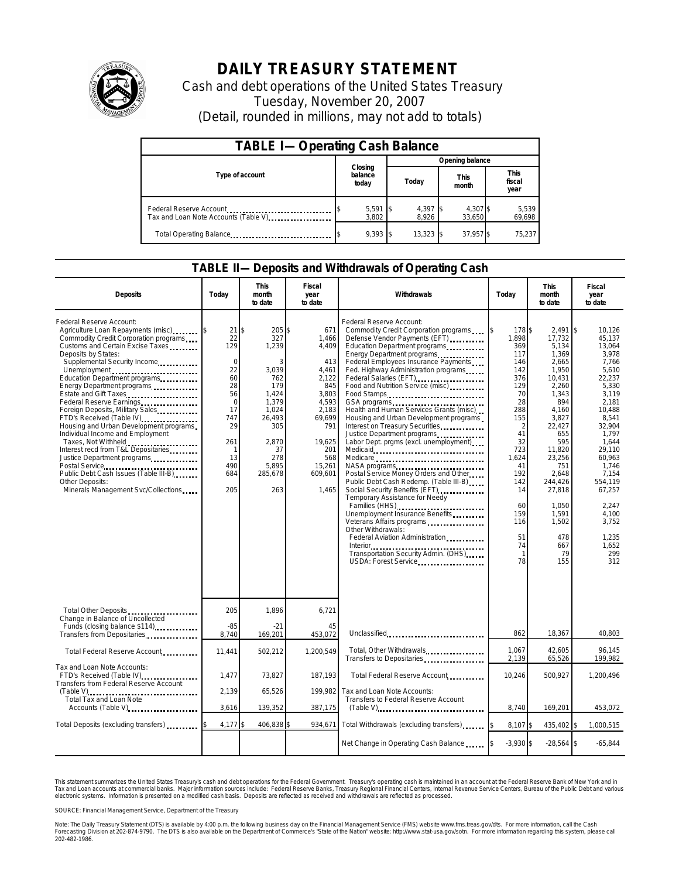# DAILY TREASURY STATEMENT

Cash and debt operations of the United States Treasury

Tuesday, November 20, 2007

(Detail, rounded in millions, may not add to totals)

| TABLE I— Operating Cash Balance | | | | |
|---|---|---|---|---|
| Type of account | Closing balance today | Opening balance | | |
| | | Today | This month | This fiscal year |
| Federal Reserve Account | $ 5,591 | $ 4,397 | $ 4,307 | $ 5,539 |
| Tax and Loan Note Accounts (Table V) | 3,802 | 8,926 | 33,650 | 69,698 |
| Total Operating Balance | $ 9,393 | $ 13,323 | $ 37,957 | $ 75,237 |

## TABLE II— Deposits and Withdrawals of Operating Cash

| Deposits | Today | This month to date | Fiscal year to date | Withdrawals | Today | This month to date | Fiscal year to date |
|---|---|---|---|---|---|---|---|
| Federal Reserve Account: | | | | Federal Reserve Account: | | | |
| Agriculture Loan Repayments (misc) | $ 21 | $ 205 | $ 671 | Commodity Credit Corporation programs | $ 178 | $ 2,491 | $ 10,126 |
| Commodity Credit Corporation programs | 22 | 327 | 1,466 | Defense Vendor Payments (EFT) | 1,898 | 17,732 | 45,137 |
| Customs and Certain Excise Taxes | 129 | 1,239 | 4,409 | Education Department programs | 369 | 5,134 | 13,064 |
| Deposits by States: | | | | Energy Department programs | 117 | 1,369 | 3,978 |
| Supplemental Security Income | 0 | 3 | 413 | Federal Employees Insurance Payments | 146 | 2,665 | 7,766 |
| Unemployment | 22 | 3,039 | 4,461 | Fed. Highway Administration programs | 142 | 1,950 | 5,610 |
| Education Department programs | 60 | 762 | 2,122 | Federal Salaries (EFT) | 376 | 10,431 | 22,237 |
| Energy Department programs | 28 | 179 | 845 | Food and Nutrition Service (misc) | 129 | 2,260 | 5,330 |
| Estate and Gift Taxes | 56 | 1,424 | 3,803 | Food Stamps | 70 | 1,343 | 3,119 |
| Federal Reserve Earnings | 0 | 1,379 | 4,593 | GSA programs | 28 | 894 | 2,181 |
| Foreign Deposits, Military Sales | 17 | 1,024 | 2,183 | Health and Human Services Grants (misc) | 288 | 4,160 | 10,488 |
| FTD's Received (Table IV) | 747 | 26,493 | 69,699 | Housing and Urban Development programs | 155 | 3,827 | 8,541 |
| Housing and Urban Development programs | 29 | 305 | 791 | Interest on Treasury Securities | 2 | 22,427 | 32,904 |
| Individual Income and Employment | | | | Justice Department programs | 41 | 655 | 1,797 |
| Taxes, Not Withheld | 261 | 2,870 | 19,625 | Labor Dept. prgms (excl. unemployment) | 32 | 595 | 1,644 |
| Interest recd from T&L Depositaries | 1 | 37 | 201 | Medicaid | 723 | 11,820 | 29,110 |
| Justice Department programs | 13 | 278 | 568 | Medicare | 1,624 | 23,256 | 60,963 |
| Postal Service | 490 | 5,895 | 15,261 | NASA programs | 41 | 751 | 1,746 |
| Public Debt Cash Issues (Table III-B) | 684 | 285,678 | 609,601 | Postal Service Money Orders and Other | 192 | 2,648 | 7,154 |
| Other Deposits: | | | | Public Debt Cash Redemp. (Table III-B) | 142 | 244,426 | 554,119 |
| Minerals Management Svc/Collections | 205 | 263 | 1,465 | Social Security Benefits (EFT) | 14 | 27,818 | 67,257 |
| | | | | Temporary Assistance for Needy Families (HHS) | 60 | 1,050 | 2,247 |
| | | | | Unemployment Insurance Benefits | 159 | 1,591 | 4,100 |
| | | | | Veterans Affairs programs | 116 | 1,502 | 3,752 |
| | | | | Other Withdrawals: | | | |
| | | | | Federal Aviation Administration | 51 | 478 | 1,235 |
| | | | | Interior | 74 | 667 | 1,652 |
| | | | | Transportation Security Admin. (DHS) | 1 | 79 | 299 |
| | | | | USDA: Forest Service | 78 | 155 | 312 |
| Total Other Deposits | 205 | 1,896 | 6,721 | | | | |
| Change in Balance of Uncollected Funds (closing balance $114) | -85 | -21 | 45 | | | | |
| Transfers from Depositaries | 8,740 | 169,201 | 453,072 | Unclassified | 862 | 18,367 | 40,803 |
| Total Federal Reserve Account | 11,441 | 502,212 | 1,200,549 | Total, Other Withdrawals | 1,067 | 42,605 | 96,145 |
| | | | | Transfers to Depositaries | 2,139 | 65,526 | 199,982 |
| Tax and Loan Note Accounts: | | | | Total Federal Reserve Account | 10,246 | 500,927 | 1,200,496 |
| FTD's Received (Table IV) | 1,477 | 73,827 | 187,193 | | | | |
| Transfers from Federal Reserve Account (Table V) | 2,139 | 65,526 | 199,982 | Tax and Loan Note Accounts: | | | |
| Total Tax and Loan Note Accounts (Table V) | 3,616 | 139,352 | 387,175 | Transfers to Federal Reserve Account (Table V) | 8,740 | 169,201 | 453,072 |
| Total Deposits (excluding transfers) | $ 4,177 | $ 406,838 | $ 934,671 | Total Withdrawals (excluding transfers) | $ 8,107 | $ 435,402 | $ 1,000,515 |
| | | | | Net Change in Operating Cash Balance | $ -3,930 | $ -28,564 | $ -65,844 |

This statement summarizes the United States Treasury's cash and debt operations for the Federal Government. Treasury's operating cash is maintained in an account at the Federal Reserve Bank of New York and in Tax and Loan accounts at commercial banks. Major information sources include: Federal Reserve Banks, Treasury Regional Financial Centers, Internal Revenue Service Centers, Bureau of the Public Debt and various electronic systems. Information is presented on a modified cash basis. Deposits are reflected as received and withdrawals are reflected as processed.

SOURCE: Financial Management Service, Department of the Treasury

Note: The Daily Treasury Statement (DTS) is available by 4:00 p.m. the following business day on the Financial Management Service (FMS) website www.fms.treas.gov/dts. For more information, call the Cash Forecasting Division at 202-874-9790. The DTS is also available on the Department of Commerce's "State of the Nation" website: http://www.stat-usa.gov/sotn. For more information regarding this system, please call 202-482-1986.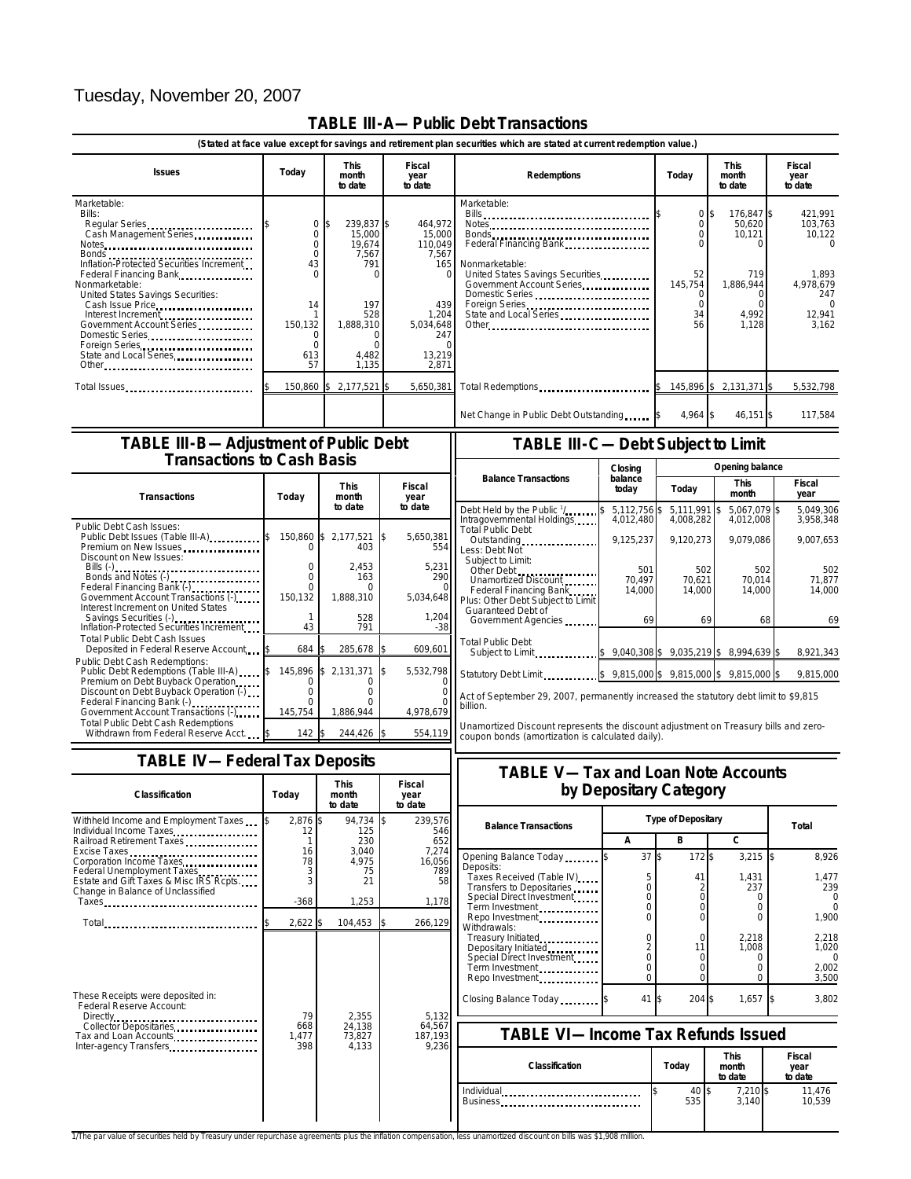Tuesday, November 20, 2007

## TABLE III-A— Public Debt Transactions

(Stated at face value except for savings and retirement plan securities which are stated at current redemption value.)

| Issues | Today | This month to date | Fiscal year to date | Redemptions | Today | This month to date | Fiscal year to date |
|---|---|---|---|---|---|---|---|
| Marketable: | | | | Marketable: | | | |
| Bills: | | | | Bills | $ 0 | $ 176,847 | $ 421,991 |
| Regular Series | $ 0 | $ 239,837 | $ 464,972 | Notes | 0 | 50,620 | 103,763 |
| Cash Management Series | 0 | 15,000 | 15,000 | Bonds | 0 | 10,121 | 10,122 |
| Notes | 0 | 19,674 | 110,049 | Federal Financing Bank | 0 | 0 | 0 |
| Bonds | 0 | 7,567 | 7,567 | | | | |
| Inflation-Protected Securities Increment | 43 | 791 | 165 | Nonmarketable: | | | |
| Federal Financing Bank | 0 | 0 | 0 | United States Savings Securities | 52 | 719 | 1,893 |
| Nonmarketable: | | | | Government Account Series | 145,754 | 1,886,944 | 4,978,679 |
| United States Savings Securities: | | | | Domestic Series | 0 | 0 | 247 |
| Cash Issue Price | 14 | 197 | 439 | Foreign Series | 0 | 0 | 0 |
| Interest Increment | 1 | 528 | 1,204 | State and Local Series | 34 | 4,992 | 12,941 |
| Government Account Series | 150,132 | 1,888,310 | 5,034,648 | Other | 56 | 1,128 | 3,162 |
| Domestic Series | 0 | 0 | 247 | | | | |
| Foreign Series | 0 | 0 | 0 | | | | |
| State and Local Series | 613 | 4,482 | 13,219 | | | | |
| Other | 57 | 1,135 | 2,871 | | | | |
| Total Issues | $ 150,860 | $ 2,177,521 | $ 5,650,381 | Total Redemptions | $ 145,896 | $ 2,131,371 | $ 5,532,798 |
| | | | | Net Change in Public Debt Outstanding | $ 4,964 | $ 46,151 | $ 117,584 |

## TABLE III-B— Adjustment of Public Debt Transactions to Cash Basis

| Transactions | Today | This month to date | Fiscal year to date |
|---|---|---|---|
| Public Debt Cash Issues: | | | |
| Public Debt Issues (Table III-A) | $ 150,860 | $ 2,177,521 | $ 5,650,381 |
| Premium on New Issues | 0 | 403 | 554 |
| Discount on New Issues: | | | |
| Bills (-) | 0 | 2,453 | 5,231 |
| Bonds and Notes (-) | 0 | 163 | 290 |
| Federal Financing Bank (-) | 0 | 0 | 0 |
| Government Account Transactions (-) | 150,132 | 1,888,310 | 5,034,648 |
| Interest Increment on United States Savings Securities (-) | 1 | 528 | 1,204 |
| Inflation-Protected Securities Increment | 43 | 791 | -38 |
| Total Public Debt Cash Issues Deposited in Federal Reserve Account | $ 684 | $ 285,678 | $ 609,601 |
| Public Debt Cash Redemptions: | | | |
| Public Debt Redemptions (Table III-A) | $ 145,896 | $ 2,131,371 | $ 5,532,798 |
| Premium on Debt Buyback Operation | 0 | 0 | 0 |
| Discount on Debt Buyback Operation (-) | 0 | 0 | 0 |
| Federal Financing Bank (-) | 0 | 0 | 0 |
| Government Account Transactions (-) | 145,754 | 1,886,944 | 4,978,679 |
| Total Public Debt Cash Redemptions Withdrawn from Federal Reserve Acct. | $ 142 | $ 244,426 | $ 554,119 |

## TABLE III-C— Debt Subject to Limit

| Balance Transactions | Closing balance today | Opening balance Today | Opening balance This month | Opening balance Fiscal year |
|---|---|---|---|---|
| Debt Held by the Public [1] | $ 5,112,756 | $ 5,111,991 | $ 5,067,079 | $ 5,049,306 |
| Intragovernmental Holdings | 4,012,480 | 4,008,282 | 4,012,008 | 3,958,348 |
| Total Public Debt Outstanding | 9,125,237 | 9,120,273 | 9,079,086 | 9,007,653 |
| Less: Debt Not Subject to Limit: | | | | |
| Other Debt | 501 | 502 | 502 | 502 |
| Unamortized Discount | 70,497 | 70,621 | 70,014 | 71,877 |
| Federal Financing Bank | 14,000 | 14,000 | 14,000 | 14,000 |
| Plus: Other Debt Subject to Limit Guaranteed Debt of Government Agencies | 69 | 69 | 68 | 69 |
| Total Public Debt Subject to Limit | $ 9,040,308 | $ 9,035,219 | $ 8,994,639 | $ 8,921,343 |
| Statutory Debt Limit | $ 9,815,000 | $ 9,815,000 | $ 9,815,000 | $ 9,815,000 |

Act of September 29, 2007, permanently increased the statutory debt limit to $9,815 billion.

Unamortized Discount represents the discount adjustment on Treasury bills and zero-coupon bonds (amortization is calculated daily).

## TABLE IV— Federal Tax Deposits

| Classification | Today | This month to date | Fiscal year to date |
|---|---|---|---|
| Withheld Income and Employment Taxes | $ 2,876 | $ 94,734 | $ 239,576 |
| Individual Income Taxes | 12 | 125 | 546 |
| Railroad Retirement Taxes | 1 | 230 | 652 |
| Excise Taxes | 16 | 3,040 | 7,274 |
| Corporation Income Taxes | 78 | 4,975 | 16,056 |
| Federal Unemployment Taxes | 3 | 75 | 789 |
| Estate and Gift Taxes & Misc IRS Rcpts. | 3 | 21 | 58 |
| Change in Balance of Unclassified Taxes | -368 | 1,253 | 1,178 |
| Total | $ 2,622 | $ 104,453 | $ 266,129 |
| These Receipts were deposited in: | | | |
| Federal Reserve Account: | | | |
| Directly | 79 | 2,355 | 5,132 |
| Collector Depositaries | 668 | 24,138 | 64,567 |
| Tax and Loan Accounts | 1,477 | 73,827 | 187,193 |
| Inter-agency Transfers | 398 | 4,133 | 9,236 |

## TABLE V— Tax and Loan Note Accounts by Depositary Category

| Balance Transactions | Type of Depositary A | B | C | Total |
|---|---|---|---|---|
| Opening Balance Today | $ 37 | $ 172 | $ 3,215 | $ 8,926 |
| Deposits: | | | | |
| Taxes Received (Table IV) | 5 | 41 | 1,431 | 1,477 |
| Transfers to Depositaries | 0 | 2 | 237 | 239 |
| Special Direct Investment | 0 | 0 | 0 | 0 |
| Term Investment | 0 | 0 | 0 | 0 |
| Repo Investment | 0 | 0 | 0 | 1,900 |
| Withdrawals: | | | | |
| Treasury Initiated | 0 | 0 | 2,218 | 2,218 |
| Depositary Initiated | 2 | 11 | 1,008 | 1,020 |
| Special Direct Investment | 0 | 0 | 0 | 0 |
| Term Investment | 0 | 0 | 0 | 2,002 |
| Repo Investment | 0 | 0 | 0 | 3,500 |
| Closing Balance Today | $ 41 | $ 204 | $ 1,657 | $ 3,802 |

## TABLE VI— Income Tax Refunds Issued

| Classification | Today | This month to date | Fiscal year to date |
|---|---|---|---|
| Individual | $ 40 | $ 7,210 | $ 11,476 |
| Business | 535 | 3,140 | 10,539 |

1/The par value of securities held by Treasury under repurchase agreements plus the inflation compensation, less unamortized discount on bills was $1,908 million.